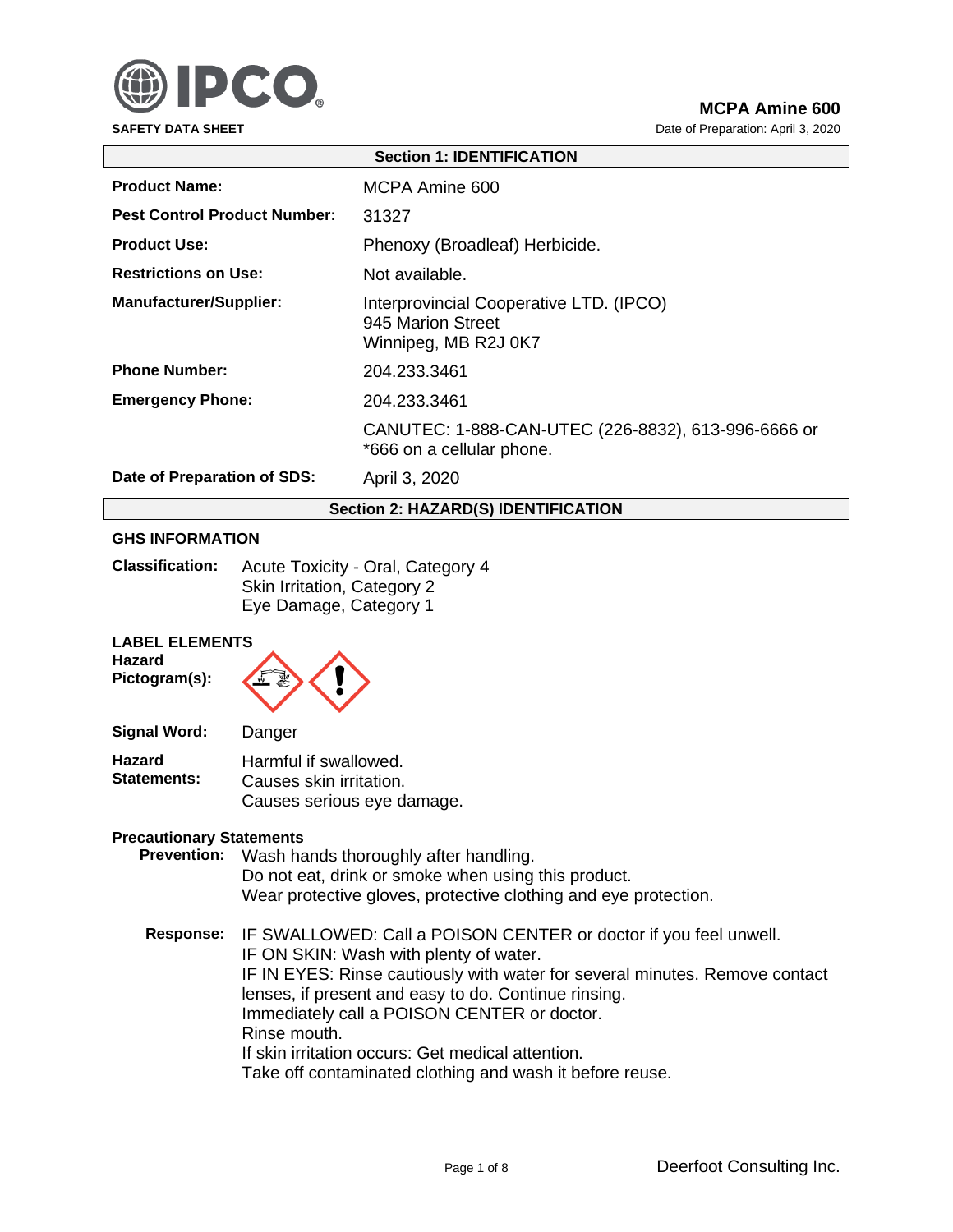IPCO®

**SAFETY DATA SHEET**

**MCPA Amine 600**

Date of Preparation: April 3, 2020

## Section 1: IDENTIFICATION

| | |
|---|---|
| **Product Name:** | MCPA Amine 600 |
| **Pest Control Product Number:** | 31327 |
| **Product Use:** | Phenoxy (Broadleaf) Herbicide. |
| **Restrictions on Use:** | Not available. |
| **Manufacturer/Supplier:** | Interprovincial Cooperative LTD. (IPCO)<br>945 Marion Street<br>Winnipeg, MB R2J 0K7 |
| **Phone Number:** | 204.233.3461 |
| **Emergency Phone:** | 204.233.3461 |
| | CANUTEC: 1-888-CAN-UTEC (226-8832), 613-996-6666 or *666 on a cellular phone. |
| **Date of Preparation of SDS:** | April 3, 2020 |

## Section 2: HAZARD(S) IDENTIFICATION

### GHS INFORMATION

**Classification:** Acute Toxicity - Oral, Category 4
Skin Irritation, Category 2
Eye Damage, Category 1

### LABEL ELEMENTS

**Hazard Pictogram(s):**

**Signal Word:** Danger

**Hazard Statements:**
Harmful if swallowed.
Causes skin irritation.
Causes serious eye damage.

**Precautionary Statements**

**Prevention:**
Wash hands thoroughly after handling.
Do not eat, drink or smoke when using this product.
Wear protective gloves, protective clothing and eye protection.

**Response:**
IF SWALLOWED: Call a POISON CENTER or doctor if you feel unwell.
IF ON SKIN: Wash with plenty of water.
IF IN EYES: Rinse cautiously with water for several minutes. Remove contact lenses, if present and easy to do. Continue rinsing.
Immediately call a POISON CENTER or doctor.
Rinse mouth.
If skin irritation occurs: Get medical attention.
Take off contaminated clothing and wash it before reuse.

Deerfoot Consulting Inc.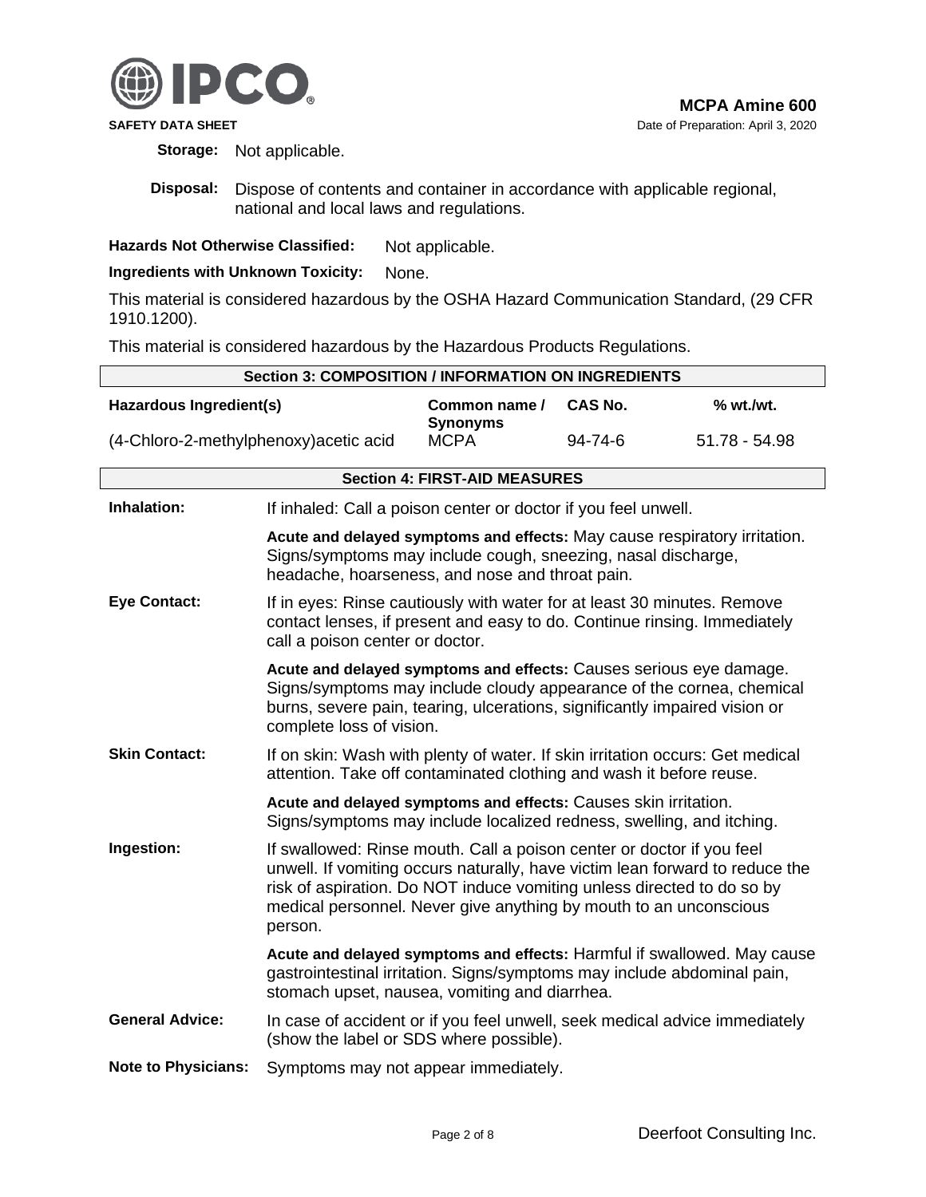**Storage:** Not applicable.

**Disposal:** Dispose of contents and container in accordance with applicable regional, national and local laws and regulations.

**Hazards Not Otherwise Classified:** Not applicable.

**Ingredients with Unknown Toxicity:** None.

This material is considered hazardous by the OSHA Hazard Communication Standard, (29 CFR 1910.1200).

This material is considered hazardous by the Hazardous Products Regulations.

## Section 3: COMPOSITION / INFORMATION ON INGREDIENTS

| Hazardous Ingredient(s) | Common name / Synonyms | CAS No. | % wt./wt. |
|---|---|---|---|
| (4-Chloro-2-methylphenoxy)acetic acid | MCPA | 94-74-6 | 51.78 - 54.98 |

## Section 4: FIRST-AID MEASURES

**Inhalation:** If inhaled: Call a poison center or doctor if you feel unwell.

**Acute and delayed symptoms and effects:** May cause respiratory irritation. Signs/symptoms may include cough, sneezing, nasal discharge, headache, hoarseness, and nose and throat pain.

**Eye Contact:** If in eyes: Rinse cautiously with water for at least 30 minutes. Remove contact lenses, if present and easy to do. Continue rinsing. Immediately call a poison center or doctor.

**Acute and delayed symptoms and effects:** Causes serious eye damage. Signs/symptoms may include cloudy appearance of the cornea, chemical burns, severe pain, tearing, ulcerations, significantly impaired vision or complete loss of vision.

**Skin Contact:** If on skin: Wash with plenty of water. If skin irritation occurs: Get medical attention. Take off contaminated clothing and wash it before reuse.

**Acute and delayed symptoms and effects:** Causes skin irritation. Signs/symptoms may include localized redness, swelling, and itching.

**Ingestion:** If swallowed: Rinse mouth. Call a poison center or doctor if you feel unwell. If vomiting occurs naturally, have victim lean forward to reduce the risk of aspiration. Do NOT induce vomiting unless directed to do so by medical personnel. Never give anything by mouth to an unconscious person.

**Acute and delayed symptoms and effects:** Harmful if swallowed. May cause gastrointestinal irritation. Signs/symptoms may include abdominal pain, stomach upset, nausea, vomiting and diarrhea.

**General Advice:** In case of accident or if you feel unwell, seek medical advice immediately (show the label or SDS where possible).

**Note to Physicians:** Symptoms may not appear immediately.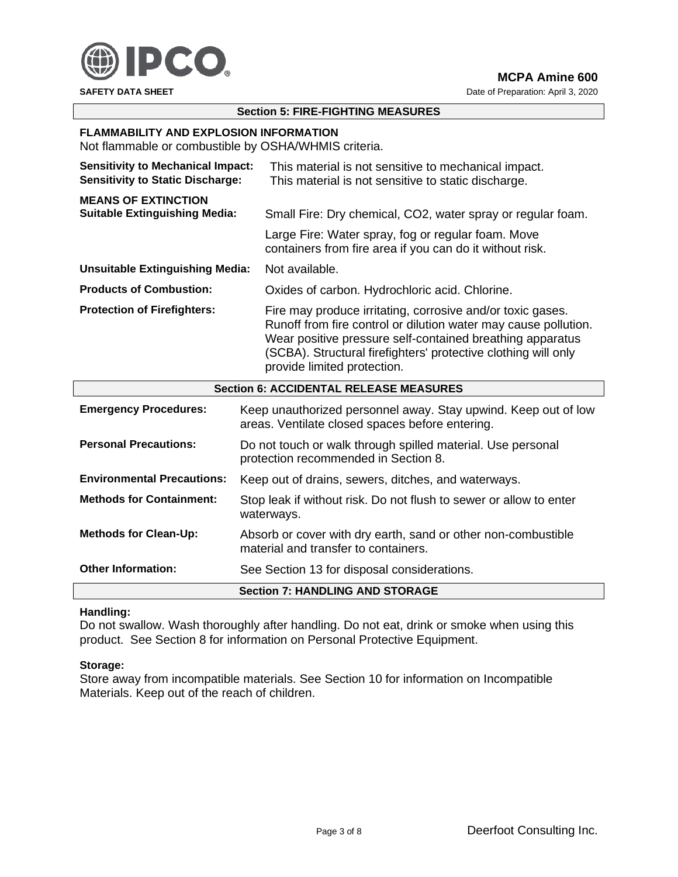## Section 5: FIRE-FIGHTING MEASURES

### FLAMMABILITY AND EXPLOSION INFORMATION

Not flammable or combustible by OSHA/WHMIS criteria.

**Sensitivity to Mechanical Impact:** This material is not sensitive to mechanical impact.
**Sensitivity to Static Discharge:** This material is not sensitive to static discharge.

### MEANS OF EXTINCTION

| | |
|---|---|
| **Suitable Extinguishing Media:** | Small Fire: Dry chemical, $CO_2$, water spray or regular foam.<br>Large Fire: Water spray, fog or regular foam. Move containers from fire area if you can do it without risk. |
| **Unsuitable Extinguishing Media:** | Not available. |
| **Products of Combustion:** | Oxides of carbon. Hydrochloric acid. Chlorine. |
| **Protection of Firefighters:** | Fire may produce irritating, corrosive and/or toxic gases. Runoff from fire control or dilution water may cause pollution. Wear positive pressure self-contained breathing apparatus (SCBA). Structural firefighters' protective clothing will only provide limited protection. |

## Section 6: ACCIDENTAL RELEASE MEASURES

| | |
|---|---|
| **Emergency Procedures:** | Keep unauthorized personnel away. Stay upwind. Keep out of low areas. Ventilate closed spaces before entering. |
| **Personal Precautions:** | Do not touch or walk through spilled material. Use personal protection recommended in Section 8. |
| **Environmental Precautions:** | Keep out of drains, sewers, ditches, and waterways. |
| **Methods for Containment:** | Stop leak if without risk. Do not flush to sewer or allow to enter waterways. |
| **Methods for Clean-Up:** | Absorb or cover with dry earth, sand or other non-combustible material and transfer to containers. |
| **Other Information:** | See Section 13 for disposal considerations. |

## Section 7: HANDLING AND STORAGE

**Handling:**
Do not swallow. Wash thoroughly after handling. Do not eat, drink or smoke when using this product. See Section 8 for information on Personal Protective Equipment.

**Storage:**
Store away from incompatible materials. See Section 10 for information on Incompatible Materials. Keep out of the reach of children.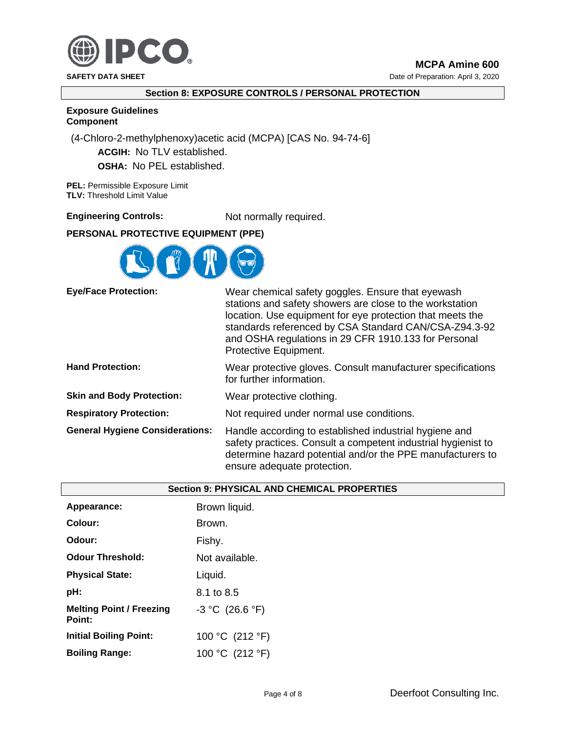## Section 8: EXPOSURE CONTROLS / PERSONAL PROTECTION

**Exposure Guidelines**
**Component**

(4-Chloro-2-methylphenoxy)acetic acid (MCPA) [CAS No. 94-74-6]

**ACGIH:** No TLV established.

**OSHA:** No PEL established.

**PEL:** Permissible Exposure Limit
**TLV:** Threshold Limit Value

**Engineering Controls:** Not normally required.

**PERSONAL PROTECTIVE EQUIPMENT (PPE)**

| | |
|---|---|
| **Eye/Face Protection:** | Wear chemical safety goggles. Ensure that eyewash stations and safety showers are close to the workstation location. Use equipment for eye protection that meets the standards referenced by CSA Standard CAN/CSA-Z94.3-92 and OSHA regulations in 29 CFR 1910.133 for Personal Protective Equipment. |
| **Hand Protection:** | Wear protective gloves. Consult manufacturer specifications for further information. |
| **Skin and Body Protection:** | Wear protective clothing. |
| **Respiratory Protection:** | Not required under normal use conditions. |
| **General Hygiene Considerations:** | Handle according to established industrial hygiene and safety practices. Consult a competent industrial hygienist to determine hazard potential and/or the PPE manufacturers to ensure adequate protection. |

## Section 9: PHYSICAL AND CHEMICAL PROPERTIES

| | |
|---|---|
| **Appearance:** | Brown liquid. |
| **Colour:** | Brown. |
| **Odour:** | Fishy. |
| **Odour Threshold:** | Not available. |
| **Physical State:** | Liquid. |
| **pH:** | 8.1 to 8.5 |
| **Melting Point / Freezing Point:** | -3 °C (26.6 °F) |
| **Initial Boiling Point:** | 100 °C (212 °F) |
| **Boiling Range:** | 100 °C (212 °F) |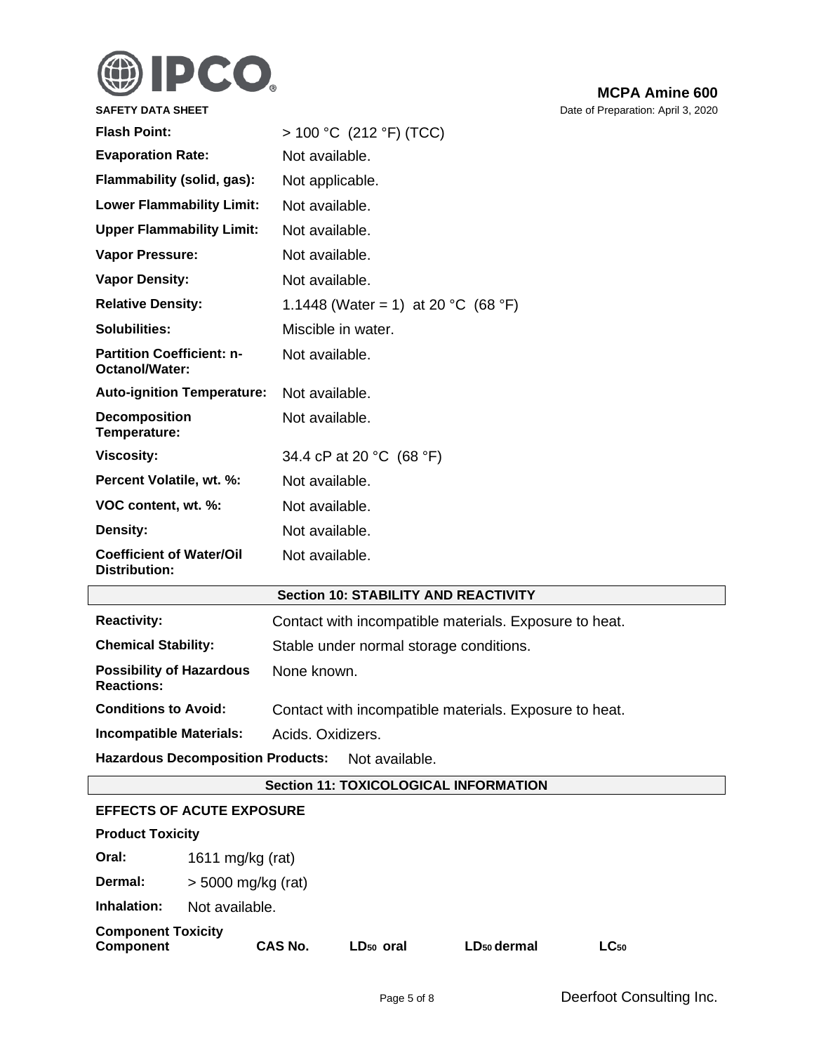| | |
|---|---|
| **Flash Point:** | > 100 °C (212 °F) (TCC) |
| **Evaporation Rate:** | Not available. |
| **Flammability (solid, gas):** | Not applicable. |
| **Lower Flammability Limit:** | Not available. |
| **Upper Flammability Limit:** | Not available. |
| **Vapor Pressure:** | Not available. |
| **Vapor Density:** | Not available. |
| **Relative Density:** | 1.1448 (Water = 1) at 20 °C (68 °F) |
| **Solubilities:** | Miscible in water. |
| **Partition Coefficient: n-Octanol/Water:** | Not available. |
| **Auto-ignition Temperature:** | Not available. |
| **Decomposition Temperature:** | Not available. |
| **Viscosity:** | 34.4 cP at 20 °C (68 °F) |
| **Percent Volatile, wt. %:** | Not available. |
| **VOC content, wt. %:** | Not available. |
| **Density:** | Not available. |
| **Coefficient of Water/Oil Distribution:** | Not available. |

## Section 10: STABILITY AND REACTIVITY

| | |
|---|---|
| **Reactivity:** | Contact with incompatible materials. Exposure to heat. |
| **Chemical Stability:** | Stable under normal storage conditions. |
| **Possibility of Hazardous Reactions:** | None known. |
| **Conditions to Avoid:** | Contact with incompatible materials. Exposure to heat. |
| **Incompatible Materials:** | Acids. Oxidizers. |
| **Hazardous Decomposition Products:** | Not available. |

## Section 11: TOXICOLOGICAL INFORMATION

**EFFECTS OF ACUTE EXPOSURE**

**Product Toxicity**

| | |
|---|---|
| **Oral:** | 1611 mg/kg (rat) |
| **Dermal:** | > 5000 mg/kg (rat) |
| **Inhalation:** | Not available. |

**Component Toxicity**

| Component | CAS No. | $LD_{50}$ oral | $LD_{50}$ dermal | $LC_{50}$ |
|---|---|---|---|---|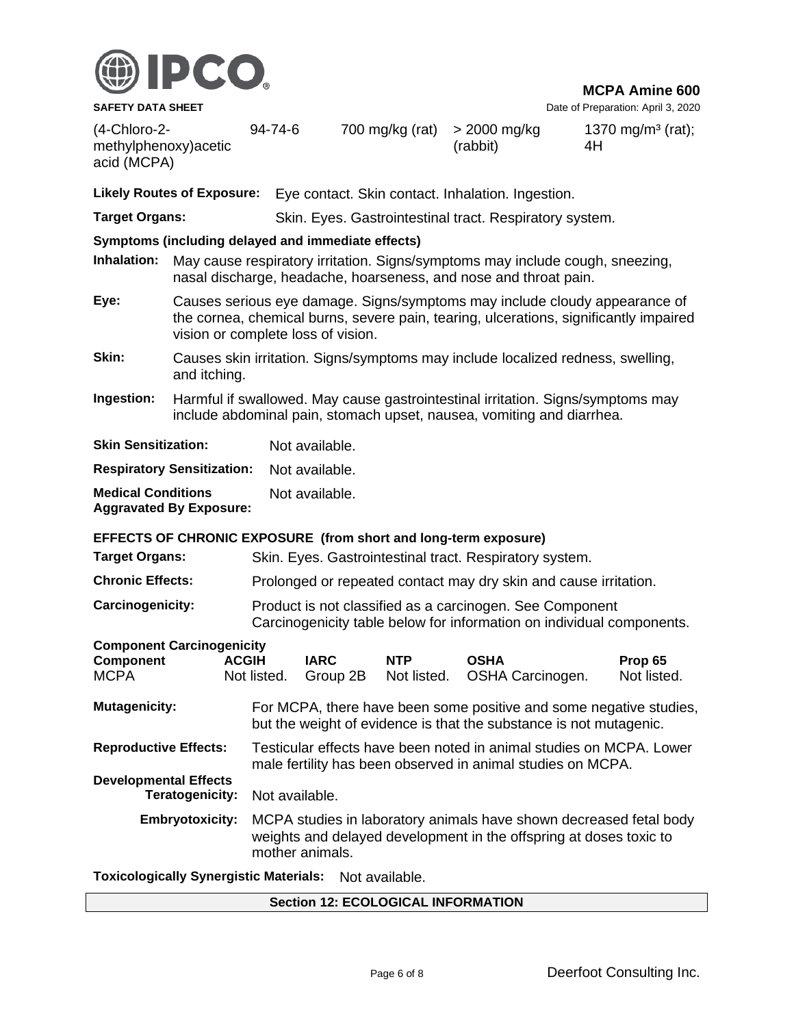| (4-Chloro-2-methylphenoxy)acetic acid (MCPA) | 94-74-6 | 700 mg/kg (rat) | > 2000 mg/kg (rabbit) | 1370 mg/m³ (rat); 4H |
|---|---|---|---|---|

**Likely Routes of Exposure:** Eye contact. Skin contact. Inhalation. Ingestion.

**Target Organs:** Skin. Eyes. Gastrointestinal tract. Respiratory system.

**Symptoms (including delayed and immediate effects)**

**Inhalation:** May cause respiratory irritation. Signs/symptoms may include cough, sneezing, nasal discharge, headache, hoarseness, and nose and throat pain.

**Eye:** Causes serious eye damage. Signs/symptoms may include cloudy appearance of the cornea, chemical burns, severe pain, tearing, ulcerations, significantly impaired vision or complete loss of vision.

**Skin:** Causes skin irritation. Signs/symptoms may include localized redness, swelling, and itching.

**Ingestion:** Harmful if swallowed. May cause gastrointestinal irritation. Signs/symptoms may include abdominal pain, stomach upset, nausea, vomiting and diarrhea.

**Skin Sensitization:** Not available.

**Respiratory Sensitization:** Not available.

**Medical Conditions Aggravated By Exposure:** Not available.

**EFFECTS OF CHRONIC EXPOSURE (from short and long-term exposure)**

**Target Organs:** Skin. Eyes. Gastrointestinal tract. Respiratory system.

**Chronic Effects:** Prolonged or repeated contact may dry skin and cause irritation.

**Carcinogenicity:** Product is not classified as a carcinogen. See Component Carcinogenicity table below for information on individual components.

**Component Carcinogenicity**

| Component | ACGIH | IARC | NTP | OSHA | Prop 65 |
|---|---|---|---|---|---|
| MCPA | Not listed. | Group 2B | Not listed. | OSHA Carcinogen. | Not listed. |

**Mutagenicity:** For MCPA, there have been some positive and some negative studies, but the weight of evidence is that the substance is not mutagenic.

**Reproductive Effects:** Testicular effects have been noted in animal studies on MCPA. Lower male fertility has been observed in animal studies on MCPA.

**Developmental Effects**

**Teratogenicity:** Not available.

**Embryotoxicity:** MCPA studies in laboratory animals have shown decreased fetal body weights and delayed development in the offspring at doses toxic to mother animals.

**Toxicologically Synergistic Materials:** Not available.

## Section 12: ECOLOGICAL INFORMATION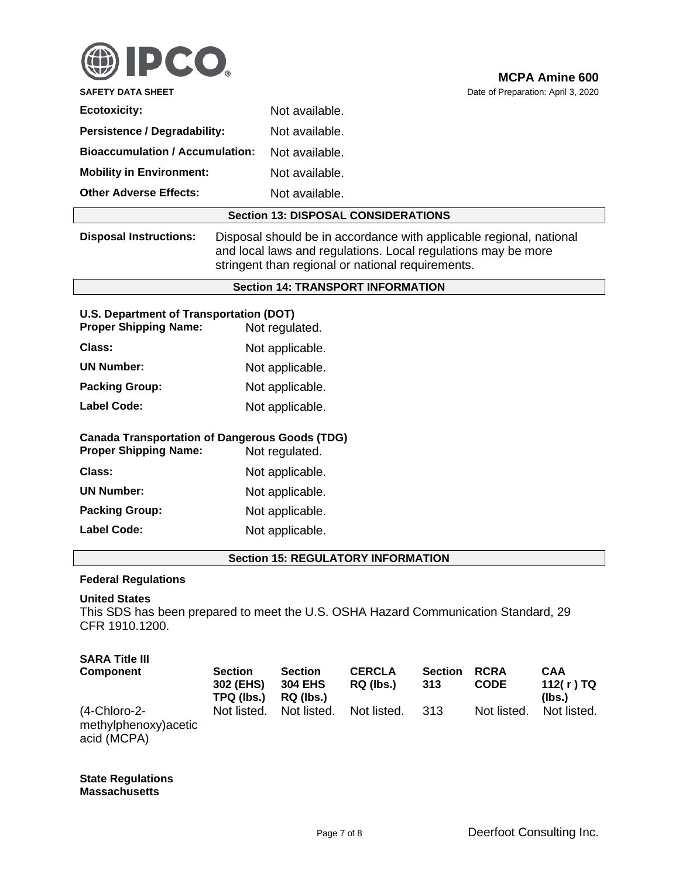| | |
|---|---|
| **Ecotoxicity:** | Not available. |
| **Persistence / Degradability:** | Not available. |
| **Bioaccumulation / Accumulation:** | Not available. |
| **Mobility in Environment:** | Not available. |
| **Other Adverse Effects:** | Not available. |

## Section 13: DISPOSAL CONSIDERATIONS

**Disposal Instructions:** Disposal should be in accordance with applicable regional, national and local laws and regulations. Local regulations may be more stringent than regional or national requirements.

## Section 14: TRANSPORT INFORMATION

**U.S. Department of Transportation (DOT)**

| | |
|---|---|
| **Proper Shipping Name:** | Not regulated. |
| **Class:** | Not applicable. |
| **UN Number:** | Not applicable. |
| **Packing Group:** | Not applicable. |
| **Label Code:** | Not applicable. |

**Canada Transportation of Dangerous Goods (TDG)**

| | |
|---|---|
| **Proper Shipping Name:** | Not regulated. |
| **Class:** | Not applicable. |
| **UN Number:** | Not applicable. |
| **Packing Group:** | Not applicable. |
| **Label Code:** | Not applicable. |

## Section 15: REGULATORY INFORMATION

**Federal Regulations**

**United States**
This SDS has been prepared to meet the U.S. OSHA Hazard Communication Standard, 29 CFR 1910.1200.

**SARA Title III**

| Component | Section 302 (EHS) TPQ (lbs.) | Section 304 EHS RQ (lbs.) | CERCLA RQ (lbs.) | Section 313 | RCRA CODE | CAA 112( r ) TQ (lbs.) |
|---|---|---|---|---|---|---|
| (4-Chloro-2-methylphenoxy)acetic acid (MCPA) | Not listed. | Not listed. | Not listed. | 313 | Not listed. | Not listed. |

**State Regulations**
**Massachusetts**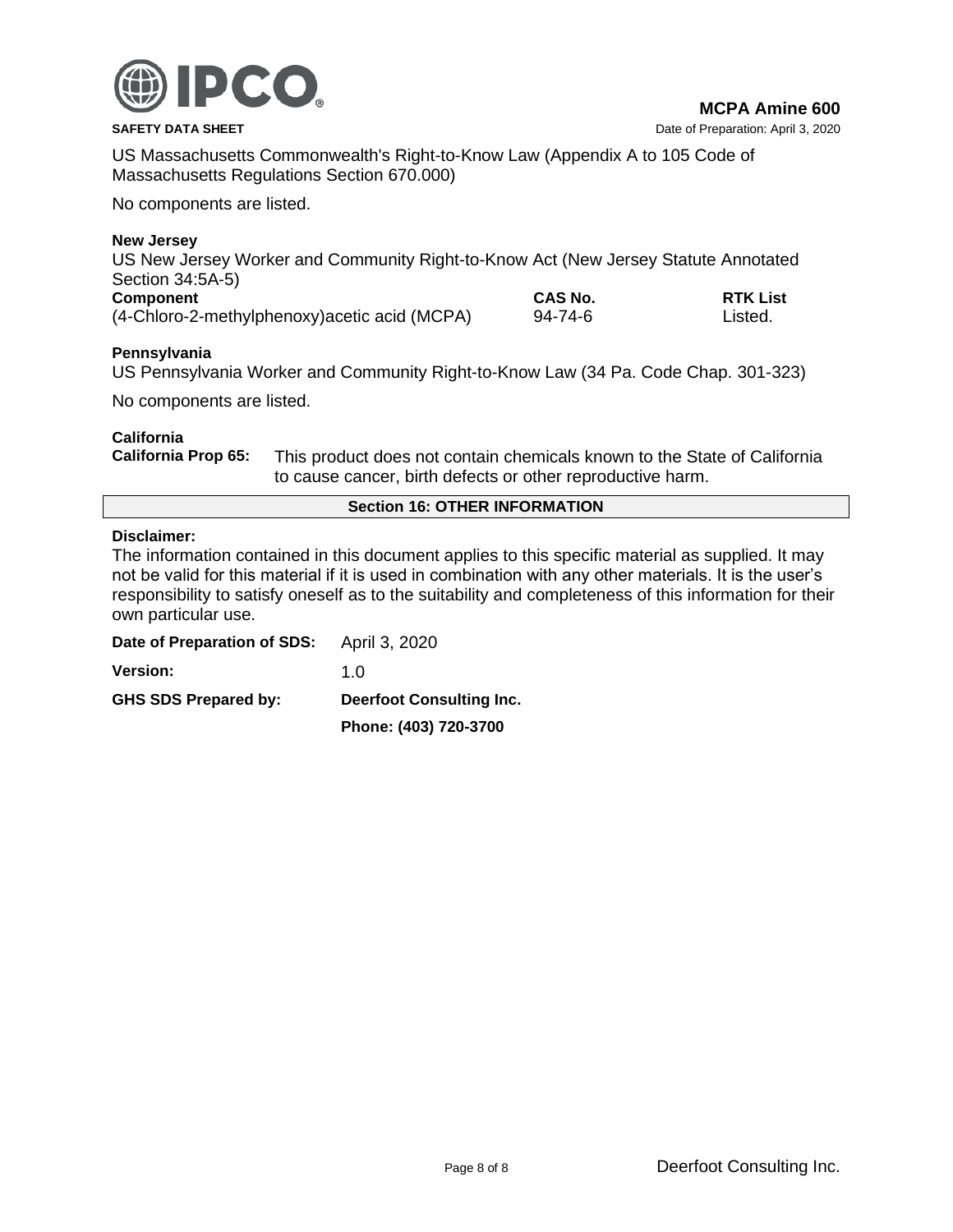US Massachusetts Commonwealth's Right-to-Know Law (Appendix A to 105 Code of Massachusetts Regulations Section 670.000)

No components are listed.

**New Jersey**

US New Jersey Worker and Community Right-to-Know Act (New Jersey Statute Annotated Section 34:5A-5)

| Component | CAS No. | RTK List |
|---|---|---|
| (4-Chloro-2-methylphenoxy)acetic acid (MCPA) | 94-74-6 | Listed. |

**Pennsylvania**

US Pennsylvania Worker and Community Right-to-Know Law (34 Pa. Code Chap. 301-323)

No components are listed.

**California**

**California Prop 65:** This product does not contain chemicals known to the State of California to cause cancer, birth defects or other reproductive harm.

## Section 16: OTHER INFORMATION

**Disclaimer:**

The information contained in this document applies to this specific material as supplied. It may not be valid for this material if it is used in combination with any other materials. It is the user's responsibility to satisfy oneself as to the suitability and completeness of this information for their own particular use.

**Date of Preparation of SDS:** April 3, 2020

**Version:** 1.0

**GHS SDS Prepared by:** **Deerfoot Consulting Inc.**

**Phone: (403) 720-3700**